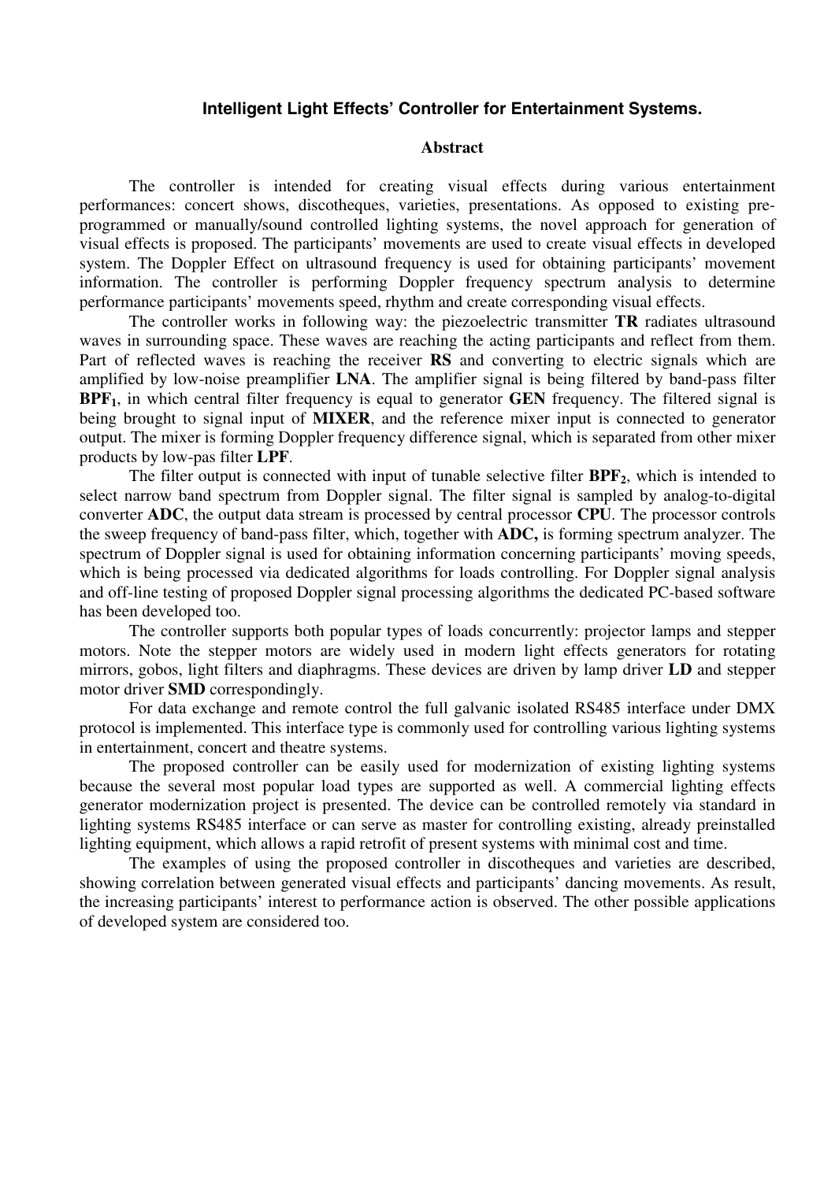# Intelligent Light Effects' Controller for Entertainment Systems.

## Abstract

The controller is intended for creating visual effects during various entertainment performances: concert shows, discotheques, varieties, presentations. As opposed to existing pre-programmed or manually/sound controlled lighting systems, the novel approach for generation of visual effects is proposed. The participants' movements are used to create visual effects in developed system. The Doppler Effect on ultrasound frequency is used for obtaining participants' movement information. The controller is performing Doppler frequency spectrum analysis to determine performance participants' movements speed, rhythm and create corresponding visual effects.

The controller works in following way: the piezoelectric transmitter **TR** radiates ultrasound waves in surrounding space. These waves are reaching the acting participants and reflect from them. Part of reflected waves is reaching the receiver **RS** and converting to electric signals which are amplified by low-noise preamplifier **LNA**. The amplifier signal is being filtered by band-pass filter **BPF$_1$**, in which central filter frequency is equal to generator **GEN** frequency. The filtered signal is being brought to signal input of **MIXER**, and the reference mixer input is connected to generator output. The mixer is forming Doppler frequency difference signal, which is separated from other mixer products by low-pas filter **LPF**.

The filter output is connected with input of tunable selective filter **BPF$_2$**, which is intended to select narrow band spectrum from Doppler signal. The filter signal is sampled by analog-to-digital converter **ADC**, the output data stream is processed by central processor **CPU**. The processor controls the sweep frequency of band-pass filter, which, together with **ADC,** is forming spectrum analyzer. The spectrum of Doppler signal is used for obtaining information concerning participants' moving speeds, which is being processed via dedicated algorithms for loads controlling. For Doppler signal analysis and off-line testing of proposed Doppler signal processing algorithms the dedicated PC-based software has been developed too.

The controller supports both popular types of loads concurrently: projector lamps and stepper motors. Note the stepper motors are widely used in modern light effects generators for rotating mirrors, gobos, light filters and diaphragms. These devices are driven by lamp driver **LD** and stepper motor driver **SMD** correspondingly.

For data exchange and remote control the full galvanic isolated RS485 interface under DMX protocol is implemented. This interface type is commonly used for controlling various lighting systems in entertainment, concert and theatre systems.

The proposed controller can be easily used for modernization of existing lighting systems because the several most popular load types are supported as well. A commercial lighting effects generator modernization project is presented. The device can be controlled remotely via standard in lighting systems RS485 interface or can serve as master for controlling existing, already preinstalled lighting equipment, which allows a rapid retrofit of present systems with minimal cost and time.

The examples of using the proposed controller in discotheques and varieties are described, showing correlation between generated visual effects and participants' dancing movements. As result, the increasing participants' interest to performance action is observed. The other possible applications of developed system are considered too.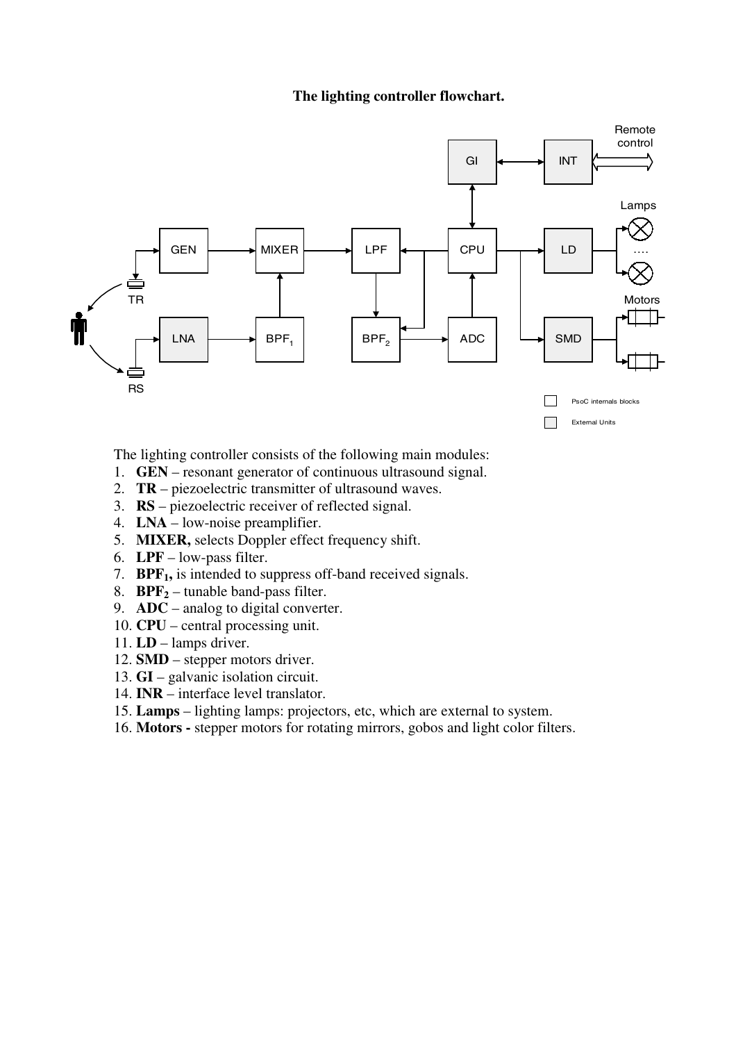**The lighting controller flowchart.**

The lighting controller consists of the following main modules:

1. **GEN** – resonant generator of continuous ultrasound signal.
2. **TR** – piezoelectric transmitter of ultrasound waves.
3. **RS** – piezoelectric receiver of reflected signal.
4. **LNA** – low-noise preamplifier.
5. **MIXER,** selects Doppler effect frequency shift.
6. **LPF** – low-pass filter.
7. **BPF$_1$,** is intended to suppress off-band received signals.
8. **BPF$_2$** – tunable band-pass filter.
9. **ADC** – analog to digital converter.
10. **CPU** – central processing unit.
11. **LD** – lamps driver.
12. **SMD** – stepper motors driver.
13. **GI** – galvanic isolation circuit.
14. **INR** – interface level translator.
15. **Lamps** – lighting lamps: projectors, etc, which are external to system.
16. **Motors -** stepper motors for rotating mirrors, gobos and light color filters.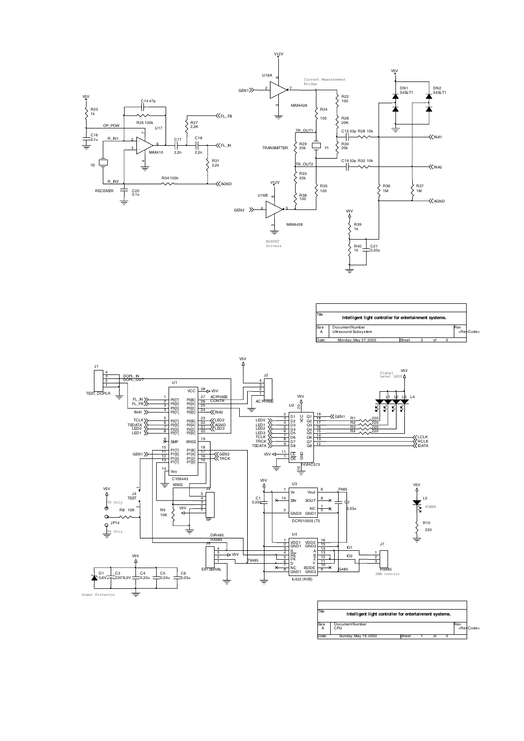| Title | Intelligent light controller for entertainment systems. | | | | | |
|---|---|---|---|---|---|---|
| Size A | Document Number Ultrasound Subsystem | | | | | Rev <RevCode> |
| Date: | Monday, May 27, 2002 | Sheet | 3 | of | 3 | |

| Title | Intelligent light controller for entertainment systems. | | | | | |
|---|---|---|---|---|---|---|
| Size A | Document Number CPU | | | | | Rev <RevCode> |
| Date: | Sunday, May 19, 2002 | Sheet | 1 | of | 3 | |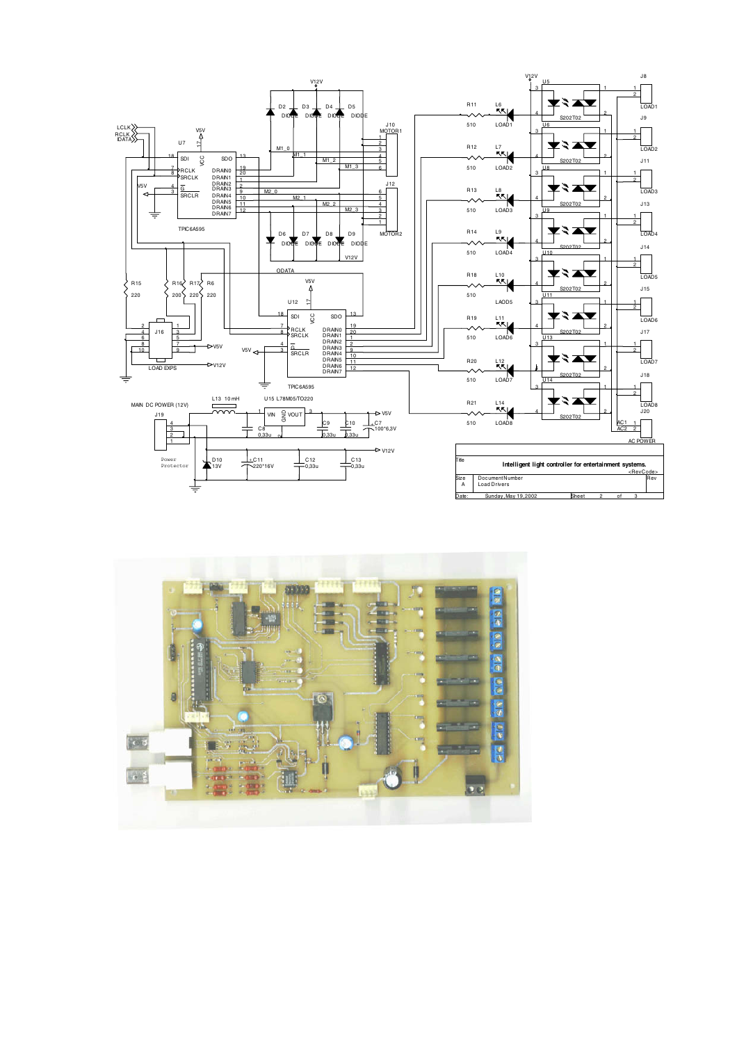Title

Intelligent light controller for entertainment systems.

<RevCode>

Size A

Document Number Load Drivers

Rev

Date: Sunday, May 19, 2002

Sheet 2 of 3